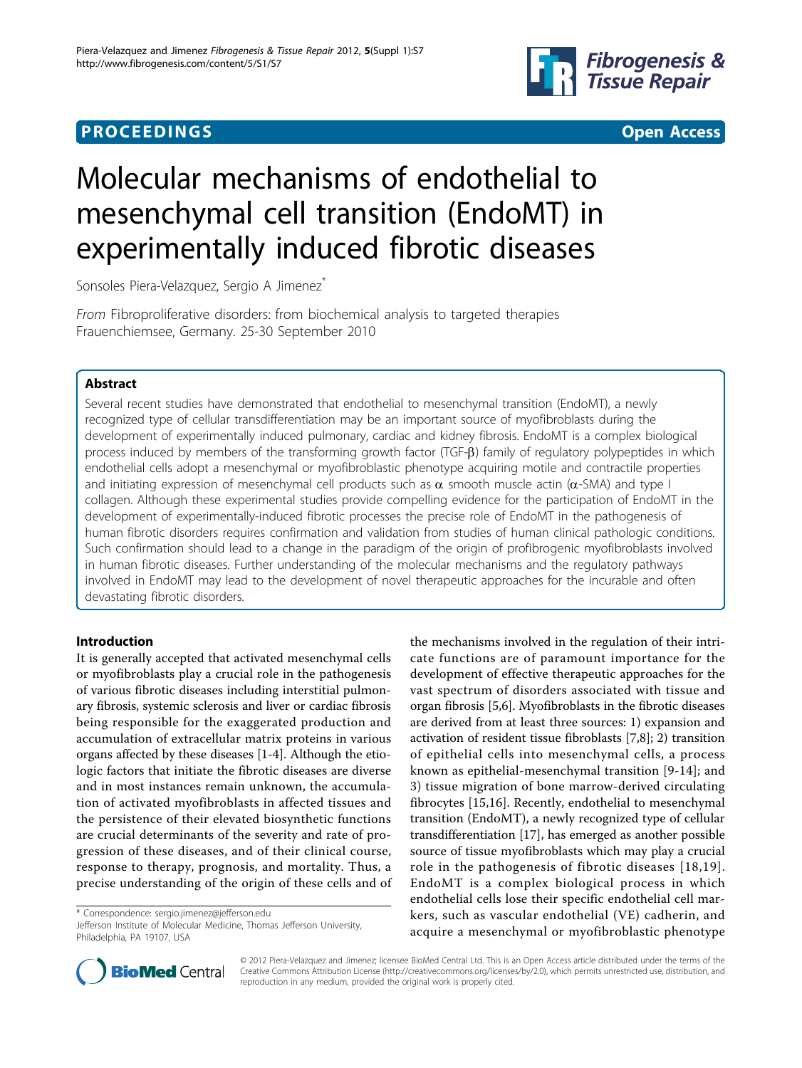**PROCEEDINGS** **Open Access**

# Molecular mechanisms of endothelial to mesenchymal cell transition (EndoMT) in experimentally induced fibrotic diseases

Sonsoles Piera-Velazquez, Sergio A Jimenez*

*From* Fibroproliferative disorders: from biochemical analysis to targeted therapies
Frauenchiemsee, Germany. 25-30 September 2010

## Abstract

Several recent studies have demonstrated that endothelial to mesenchymal transition (EndoMT), a newly recognized type of cellular transdifferentiation may be an important source of myofibroblasts during the development of experimentally induced pulmonary, cardiac and kidney fibrosis. EndoMT is a complex biological process induced by members of the transforming growth factor (TGF-β) family of regulatory polypeptides in which endothelial cells adopt a mesenchymal or myofibroblastic phenotype acquiring motile and contractile properties and initiating expression of mesenchymal cell products such as α smooth muscle actin (α-SMA) and type I collagen. Although these experimental studies provide compelling evidence for the participation of EndoMT in the development of experimentally-induced fibrotic processes the precise role of EndoMT in the pathogenesis of human fibrotic disorders requires confirmation and validation from studies of human clinical pathologic conditions. Such confirmation should lead to a change in the paradigm of the origin of profibrogenic myofibroblasts involved in human fibrotic diseases. Further understanding of the molecular mechanisms and the regulatory pathways involved in EndoMT may lead to the development of novel therapeutic approaches for the incurable and often devastating fibrotic disorders.

## Introduction

It is generally accepted that activated mesenchymal cells or myofibroblasts play a crucial role in the pathogenesis of various fibrotic diseases including interstitial pulmonary fibrosis, systemic sclerosis and liver or cardiac fibrosis being responsible for the exaggerated production and accumulation of extracellular matrix proteins in various organs affected by these diseases [1-4]. Although the etiologic factors that initiate the fibrotic diseases are diverse and in most instances remain unknown, the accumulation of activated myofibroblasts in affected tissues and the persistence of their elevated biosynthetic functions are crucial determinants of the severity and rate of progression of these diseases, and of their clinical course, response to therapy, prognosis, and mortality. Thus, a precise understanding of the origin of these cells and of the mechanisms involved in the regulation of their intricate functions are of paramount importance for the development of effective therapeutic approaches for the vast spectrum of disorders associated with tissue and organ fibrosis [5,6]. Myofibroblasts in the fibrotic diseases are derived from at least three sources: 1) expansion and activation of resident tissue fibroblasts [7,8]; 2) transition of epithelial cells into mesenchymal cells, a process known as epithelial-mesenchymal transition [9-14]; and 3) tissue migration of bone marrow-derived circulating fibrocytes [15,16]. Recently, endothelial to mesenchymal transition (EndoMT), a newly recognized type of cellular transdifferentiation [17], has emerged as another possible source of tissue myofibroblasts which may play a crucial role in the pathogenesis of fibrotic diseases [18,19]. EndoMT is a complex biological process in which endothelial cells lose their specific endothelial cell markers, such as vascular endothelial (VE) cadherin, and acquire a mesenchymal or myofibroblastic phenotype

\* Correspondence: sergio.jimenez@jefferson.edu
Jefferson Institute of Molecular Medicine, Thomas Jefferson University, Philadelphia, PA 19107, USA

© 2012 Piera-Velazquez and Jimenez; licensee BioMed Central Ltd. This is an Open Access article distributed under the terms of the Creative Commons Attribution License (http://creativecommons.org/licenses/by/2.0), which permits unrestricted use, distribution, and reproduction in any medium, provided the original work is properly cited.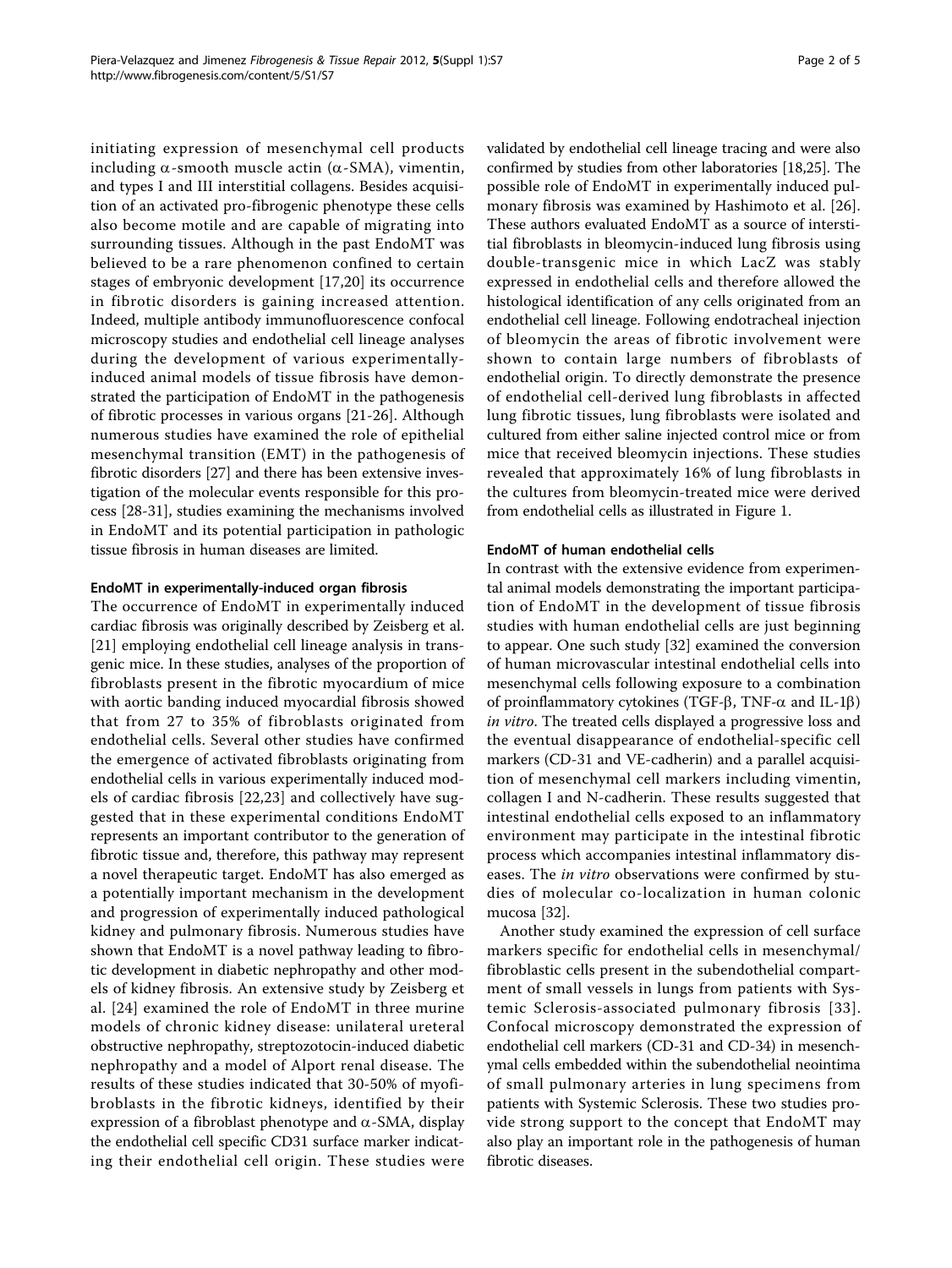initiating expression of mesenchymal cell products including α-smooth muscle actin (α-SMA), vimentin, and types I and III interstitial collagens. Besides acquisition of an activated pro-fibrogenic phenotype these cells also become motile and are capable of migrating into surrounding tissues. Although in the past EndoMT was believed to be a rare phenomenon confined to certain stages of embryonic development [17,20] its occurrence in fibrotic disorders is gaining increased attention. Indeed, multiple antibody immunofluorescence confocal microscopy studies and endothelial cell lineage analyses during the development of various experimentally-induced animal models of tissue fibrosis have demonstrated the participation of EndoMT in the pathogenesis of fibrotic processes in various organs [21-26]. Although numerous studies have examined the role of epithelial mesenchymal transition (EMT) in the pathogenesis of fibrotic disorders [27] and there has been extensive investigation of the molecular events responsible for this process [28-31], studies examining the mechanisms involved in EndoMT and its potential participation in pathologic tissue fibrosis in human diseases are limited.

### EndoMT in experimentally-induced organ fibrosis

The occurrence of EndoMT in experimentally induced cardiac fibrosis was originally described by Zeisberg et al. [21] employing endothelial cell lineage analysis in transgenic mice. In these studies, analyses of the proportion of fibroblasts present in the fibrotic myocardium of mice with aortic banding induced myocardial fibrosis showed that from 27 to 35% of fibroblasts originated from endothelial cells. Several other studies have confirmed the emergence of activated fibroblasts originating from endothelial cells in various experimentally induced models of cardiac fibrosis [22,23] and collectively have suggested that in these experimental conditions EndoMT represents an important contributor to the generation of fibrotic tissue and, therefore, this pathway may represent a novel therapeutic target. EndoMT has also emerged as a potentially important mechanism in the development and progression of experimentally induced pathological kidney and pulmonary fibrosis. Numerous studies have shown that EndoMT is a novel pathway leading to fibrotic development in diabetic nephropathy and other models of kidney fibrosis. An extensive study by Zeisberg et al. [24] examined the role of EndoMT in three murine models of chronic kidney disease: unilateral ureteral obstructive nephropathy, streptozotocin-induced diabetic nephropathy and a model of Alport renal disease. The results of these studies indicated that 30-50% of myofibroblasts in the fibrotic kidneys, identified by their expression of a fibroblast phenotype and α-SMA, display the endothelial cell specific CD31 surface marker indicating their endothelial cell origin. These studies were validated by endothelial cell lineage tracing and were also confirmed by studies from other laboratories [18,25]. The possible role of EndoMT in experimentally induced pulmonary fibrosis was examined by Hashimoto et al. [26]. These authors evaluated EndoMT as a source of interstitial fibroblasts in bleomycin-induced lung fibrosis using double-transgenic mice in which LacZ was stably expressed in endothelial cells and therefore allowed the histological identification of any cells originated from an endothelial cell lineage. Following endotracheal injection of bleomycin the areas of fibrotic involvement were shown to contain large numbers of fibroblasts of endothelial origin. To directly demonstrate the presence of endothelial cell-derived lung fibroblasts in affected lung fibrotic tissues, lung fibroblasts were isolated and cultured from either saline injected control mice or from mice that received bleomycin injections. These studies revealed that approximately 16% of lung fibroblasts in the cultures from bleomycin-treated mice were derived from endothelial cells as illustrated in Figure 1.

### EndoMT of human endothelial cells

In contrast with the extensive evidence from experimental animal models demonstrating the important participation of EndoMT in the development of tissue fibrosis studies with human endothelial cells are just beginning to appear. One such study [32] examined the conversion of human microvascular intestinal endothelial cells into mesenchymal cells following exposure to a combination of proinflammatory cytokines (TGF-β, TNF-α and IL-1β) *in vitro*. The treated cells displayed a progressive loss and the eventual disappearance of endothelial-specific cell markers (CD-31 and VE-cadherin) and a parallel acquisition of mesenchymal cell markers including vimentin, collagen I and N-cadherin. These results suggested that intestinal endothelial cells exposed to an inflammatory environment may participate in the intestinal fibrotic process which accompanies intestinal inflammatory diseases. The *in vitro* observations were confirmed by studies of molecular co-localization in human colonic mucosa [32].

Another study examined the expression of cell surface markers specific for endothelial cells in mesenchymal/fibroblastic cells present in the subendothelial compartment of small vessels in lungs from patients with Systemic Sclerosis-associated pulmonary fibrosis [33]. Confocal microscopy demonstrated the expression of endothelial cell markers (CD-31 and CD-34) in mesenchymal cells embedded within the subendothelial neointima of small pulmonary arteries in lung specimens from patients with Systemic Sclerosis. These two studies provide strong support to the concept that EndoMT may also play an important role in the pathogenesis of human fibrotic diseases.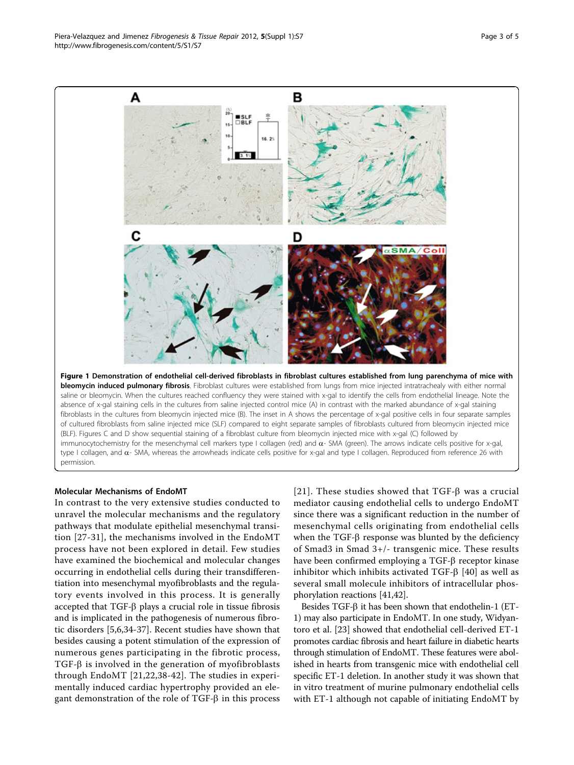**Figure 1 Demonstration of endothelial cell-derived fibroblasts in fibroblast cultures established from lung parenchyma of mice with bleomycin induced pulmonary fibrosis**. Fibroblast cultures were established from lungs from mice injected intratrachealy with either normal saline or bleomycin. When the cultures reached confluency they were stained with x-gal to identify the cells from endothelial lineage. Note the absence of x-gal staining cells in the cultures from saline injected control mice (A) in contrast with the marked abundance of x-gal staining fibroblasts in the cultures from bleomycin injected mice (B). The inset in A shows the percentage of x-gal positive cells in four separate samples of cultured fibroblasts from saline injected mice (SLF) compared to eight separate samples of fibroblasts cultured from bleomycin injected mice (BLF). Figures C and D show sequential staining of a fibroblast culture from bleomycin injected mice with x-gal (C) followed by immunocytochemistry for the mesenchymal cell markers type I collagen (red) and α- SMA (green). The arrows indicate cells positive for x-gal, type I collagen, and α- SMA, whereas the arrowheads indicate cells positive for x-gal and type I collagen. Reproduced from reference 26 with permission.

## Molecular Mechanisms of EndoMT

In contrast to the very extensive studies conducted to unravel the molecular mechanisms and the regulatory pathways that modulate epithelial mesenchymal transition [27-31], the mechanisms involved in the EndoMT process have not been explored in detail. Few studies have examined the biochemical and molecular changes occurring in endothelial cells during their transdifferentiation into mesenchymal myofibroblasts and the regulatory events involved in this process. It is generally accepted that TGF-β plays a crucial role in tissue fibrosis and is implicated in the pathogenesis of numerous fibrotic disorders [5,6,34-37]. Recent studies have shown that besides causing a potent stimulation of the expression of numerous genes participating in the fibrotic process, TGF-β is involved in the generation of myofibroblasts through EndoMT [21,22,38-42]. The studies in experimentally induced cardiac hypertrophy provided an elegant demonstration of the role of TGF-β in this process [21]. These studies showed that TGF-β was a crucial mediator causing endothelial cells to undergo EndoMT since there was a significant reduction in the number of mesenchymal cells originating from endothelial cells when the TGF-β response was blunted by the deficiency of Smad3 in Smad 3+/- transgenic mice. These results have been confirmed employing a TGF-β receptor kinase inhibitor which inhibits activated TGF-β [40] as well as several small molecule inhibitors of intracellular phosphorylation reactions [41,42].

Besides TGF-β it has been shown that endothelin-1 (ET-1) may also participate in EndoMT. In one study, Widyantoro et al. [23] showed that endothelial cell-derived ET-1 promotes cardiac fibrosis and heart failure in diabetic hearts through stimulation of EndoMT. These features were abolished in hearts from transgenic mice with endothelial cell specific ET-1 deletion. In another study it was shown that in vitro treatment of murine pulmonary endothelial cells with ET-1 although not capable of initiating EndoMT by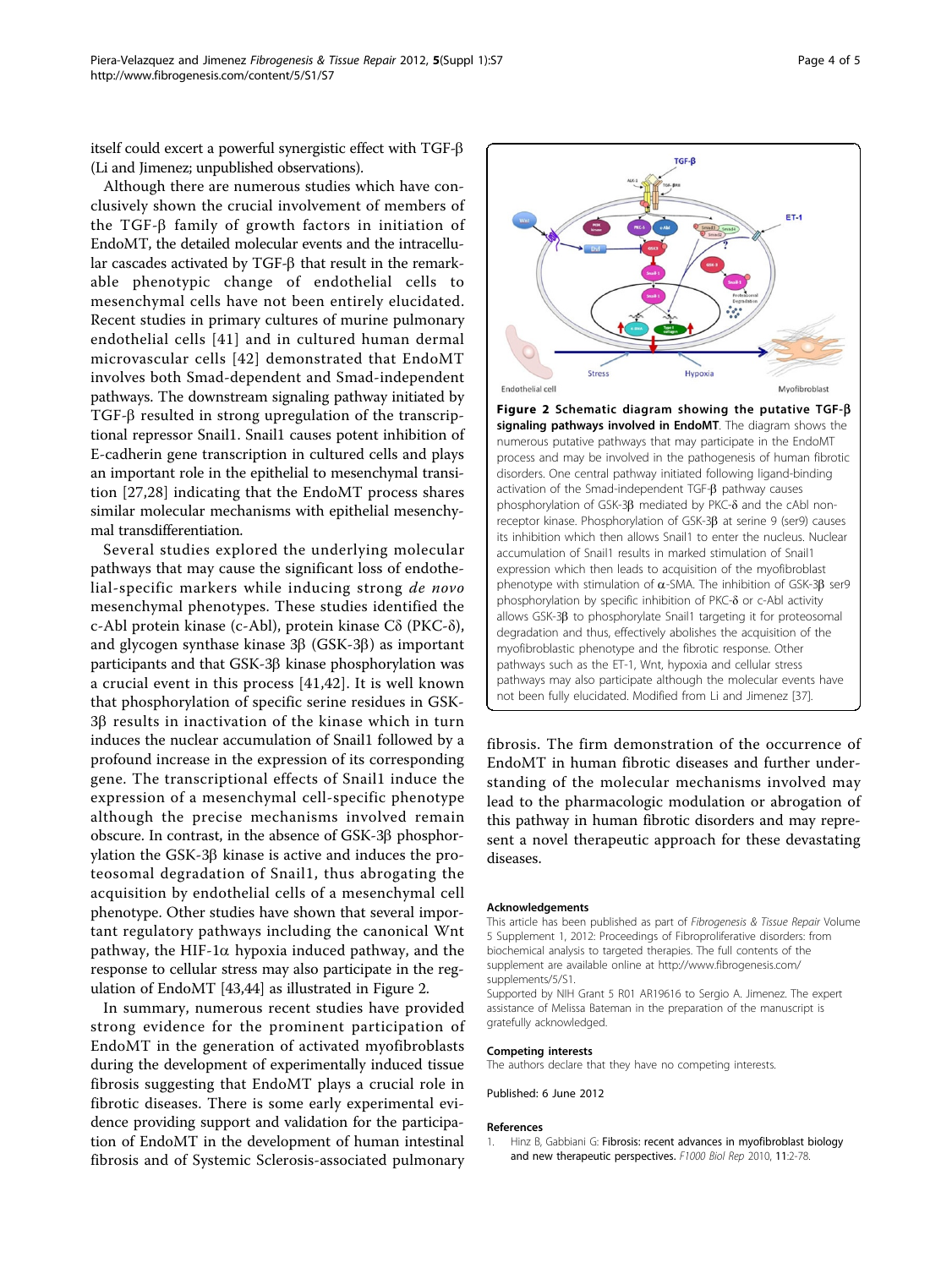itself could excert a powerful synergistic effect with TGF-β (Li and Jimenez; unpublished observations).

Although there are numerous studies which have conclusively shown the crucial involvement of members of the TGF-β family of growth factors in initiation of EndoMT, the detailed molecular events and the intracellular cascades activated by TGF-β that result in the remarkable phenotypic change of endothelial cells to mesenchymal cells have not been entirely elucidated. Recent studies in primary cultures of murine pulmonary endothelial cells [41] and in cultured human dermal microvascular cells [42] demonstrated that EndoMT involves both Smad-dependent and Smad-independent pathways. The downstream signaling pathway initiated by TGF-β resulted in strong upregulation of the transcriptional repressor Snail1. Snail1 causes potent inhibition of E-cadherin gene transcription in cultured cells and plays an important role in the epithelial to mesenchymal transition [27,28] indicating that the EndoMT process shares similar molecular mechanisms with epithelial mesenchymal transdifferentiation.

Several studies explored the underlying molecular pathways that may cause the significant loss of endothelial-specific markers while inducing strong *de novo* mesenchymal phenotypes. These studies identified the c-Abl protein kinase (c-Abl), protein kinase Cδ (PKC-δ), and glycogen synthase kinase 3β (GSK-3β) as important participants and that GSK-3β kinase phosphorylation was a crucial event in this process [41,42]. It is well known that phosphorylation of specific serine residues in GSK-3β results in inactivation of the kinase which in turn induces the nuclear accumulation of Snail1 followed by a profound increase in the expression of its corresponding gene. The transcriptional effects of Snail1 induce the expression of a mesenchymal cell-specific phenotype although the precise mechanisms involved remain obscure. In contrast, in the absence of GSK-3β phosphorylation the GSK-3β kinase is active and induces the proteosomal degradation of Snail1, thus abrogating the acquisition by endothelial cells of a mesenchymal cell phenotype. Other studies have shown that several important regulatory pathways including the canonical Wnt pathway, the HIF-1α hypoxia induced pathway, and the response to cellular stress may also participate in the regulation of EndoMT [43,44] as illustrated in Figure 2.

**Figure 2 Schematic diagram showing the putative TGF-β signaling pathways involved in EndoMT.** The diagram shows the numerous putative pathways that may participate in the EndoMT process and may be involved in the pathogenesis of human fibrotic disorders. One central pathway initiated following ligand-binding activation of the Smad-independent TGF-β pathway causes phosphorylation of GSK-3β mediated by PKC-δ and the cAbl non-receptor kinase. Phosphorylation of GSK-3β at serine 9 (ser9) causes its inhibition which then allows Snail1 to enter the nucleus. Nuclear accumulation of Snail1 results in marked stimulation of Snail1 expression which then leads to acquisition of the myofibroblast phenotype with stimulation of α-SMA. The inhibition of GSK-3β ser9 phosphorylation by specific inhibition of PKC-δ or c-Abl activity allows GSK-3β to phosphorylate Snail1 targeting it for proteosomal degradation and thus, effectively abolishes the acquisition of the myofibroblastic phenotype and the fibrotic response. Other pathways such as the ET-1, Wnt, hypoxia and cellular stress pathways may also participate although the molecular events have not been fully elucidated. Modified from Li and Jimenez [37].

In summary, numerous recent studies have provided strong evidence for the prominent participation of EndoMT in the generation of activated myofibroblasts during the development of experimentally induced tissue fibrosis suggesting that EndoMT plays a crucial role in fibrotic diseases. There is some early experimental evidence providing support and validation for the participation of EndoMT in the development of human intestinal fibrosis and of Systemic Sclerosis-associated pulmonary fibrosis. The firm demonstration of the occurrence of EndoMT in human fibrotic diseases and further understanding of the molecular mechanisms involved may lead to the pharmacologic modulation or abrogation of this pathway in human fibrotic disorders and may represent a novel therapeutic approach for these devastating diseases.

### Acknowledgements

This article has been published as part of *Fibrogenesis & Tissue Repair* Volume 5 Supplement 1, 2012: Proceedings of Fibroproliferative disorders: from biochemical analysis to targeted therapies. The full contents of the supplement are available online at http://www.fibrogenesis.com/supplements/5/S1.

Supported by NIH Grant 5 R01 AR19616 to Sergio A. Jimenez. The expert assistance of Melissa Bateman in the preparation of the manuscript is gratefully acknowledged.

### Competing interests

The authors declare that they have no competing interests.

Published: 6 June 2012

### References

1. Hinz B, Gabbiani G: **Fibrosis: recent advances in myofibroblast biology and new therapeutic perspectives.** *F1000 Biol Rep* 2010, **11**:2-78.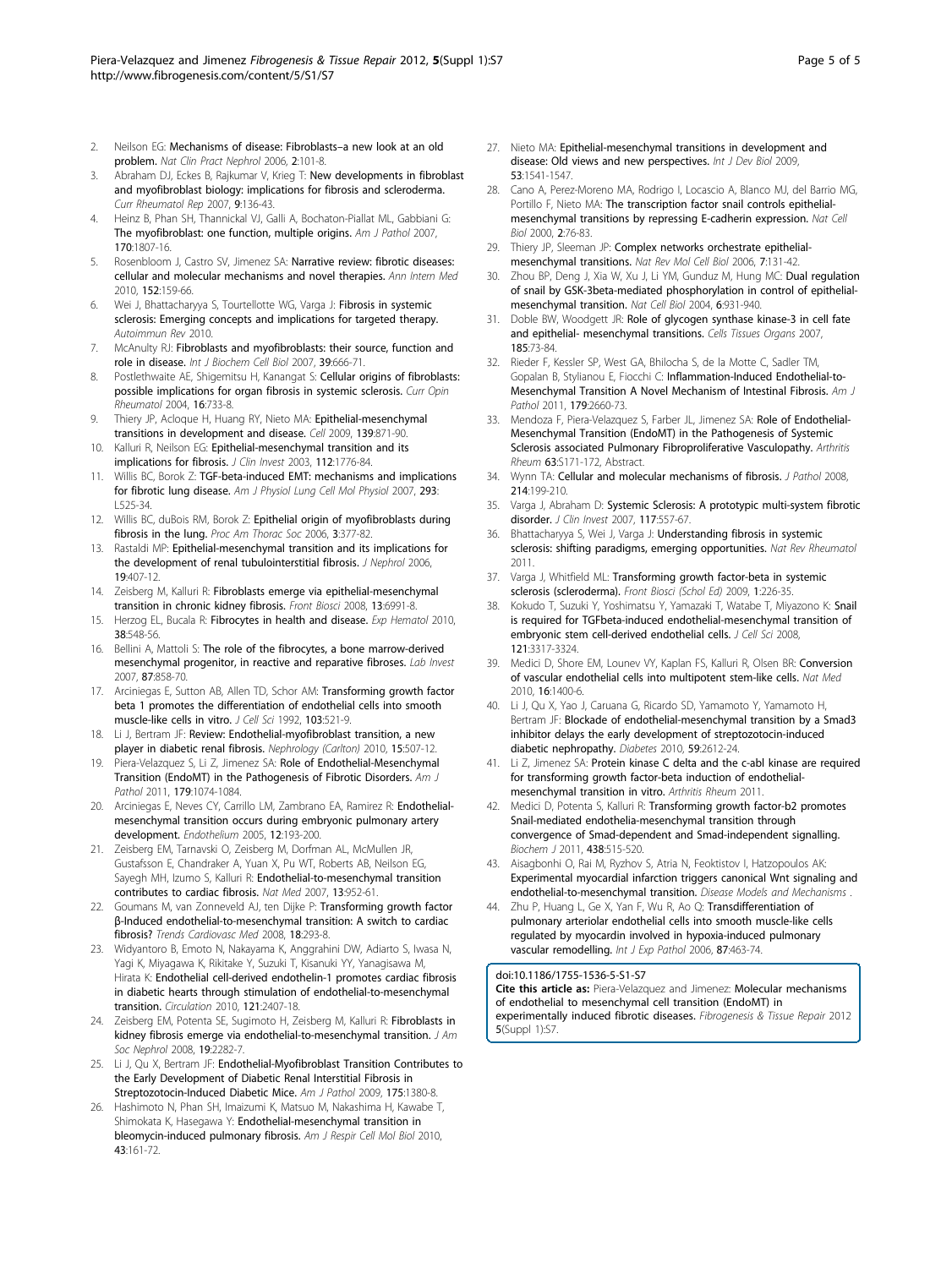2. Neilson EG: **Mechanisms of disease: Fibroblasts–a new look at an old problem.** *Nat Clin Pract Nephrol* 2006, **2**:101-8.
3. Abraham DJ, Eckes B, Rajkumar V, Krieg T: **New developments in fibroblast and myofibroblast biology: implications for fibrosis and scleroderma.** *Curr Rheumatol Rep* 2007, **9**:136-43.
4. Heinz B, Phan SH, Thannickal VJ, Galli A, Bochaton-Piallat ML, Gabbiani G: **The myofibroblast: one function, multiple origins.** *Am J Pathol* 2007, **170**:1807-16.
5. Rosenbloom J, Castro SV, Jimenez SA: **Narrative review: fibrotic diseases: cellular and molecular mechanisms and novel therapies.** *Ann Intern Med* 2010, **152**:159-66.
6. Wei J, Bhattacharyya S, Tourtellotte WG, Varga J: **Fibrosis in systemic sclerosis: Emerging concepts and implications for targeted therapy.** *Autoimmun Rev* 2010.
7. McAnulty RJ: **Fibroblasts and myofibroblasts: their source, function and role in disease.** *Int J Biochem Cell Biol* 2007, **39**:666-71.
8. Postlethwaite AE, Shigemitsu H, Kanangat S: **Cellular origins of fibroblasts: possible implications for organ fibrosis in systemic sclerosis.** *Curr Opin Rheumatol* 2004, **16**:733-8.
9. Thiery JP, Acloque H, Huang RY, Nieto MA: **Epithelial-mesenchymal transitions in development and disease.** *Cell* 2009, **139**:871-90.
10. Kalluri R, Neilson EG: **Epithelial-mesenchymal transition and its implications for fibrosis.** *J Clin Invest* 2003, **112**:1776-84.
11. Willis BC, Borok Z: **TGF-beta-induced EMT: mechanisms and implications for fibrotic lung disease.** *Am J Physiol Lung Cell Mol Physiol* 2007, **293**: L525-34.
12. Willis BC, duBois RM, Borok Z: **Epithelial origin of myofibroblasts during fibrosis in the lung.** *Proc Am Thorac Soc* 2006, **3**:377-82.
13. Rastaldi MP: **Epithelial-mesenchymal transition and its implications for the development of renal tubulointerstitial fibrosis.** *J Nephrol* 2006, **19**:407-12.
14. Zeisberg M, Kalluri R: **Fibroblasts emerge via epithelial-mesenchymal transition in chronic kidney fibrosis.** *Front Biosci* 2008, **13**:6991-8.
15. Herzog EL, Bucala R: **Fibrocytes in health and disease.** *Exp Hematol* 2010, **38**:548-56.
16. Bellini A, Mattoli S: **The role of the fibrocytes, a bone marrow-derived mesenchymal progenitor, in reactive and reparative fibroses.** *Lab Invest* 2007, **87**:858-70.
17. Arciniegas E, Sutton AB, Allen TD, Schor AM: **Transforming growth factor beta 1 promotes the differentiation of endothelial cells into smooth muscle-like cells in vitro.** *J Cell Sci* 1992, **103**:521-9.
18. Li J, Bertram JF: **Review: Endothelial-myofibroblast transition, a new player in diabetic renal fibrosis.** *Nephrology (Carlton)* 2010, **15**:507-12.
19. Piera-Velazquez S, Li Z, Jimenez SA: **Role of Endothelial-Mesenchymal Transition (EndoMT) in the Pathogenesis of Fibrotic Disorders.** *Am J Pathol* 2011, **179**:1074-1084.
20. Arciniegas E, Neves CY, Carrillo LM, Zambrano EA, Ramirez R: **Endothelial-mesenchymal transition occurs during embryonic pulmonary artery development.** *Endothelium* 2005, **12**:193-200.
21. Zeisberg EM, Tarnavski O, Zeisberg M, Dorfman AL, McMullen JR, Gustafsson E, Chandraker A, Yuan X, Pu WT, Roberts AB, Neilson EG, Sayegh MH, Izumo S, Kalluri R: **Endothelial-to-mesenchymal transition contributes to cardiac fibrosis.** *Nat Med* 2007, **13**:952-61.
22. Goumans M, van Zonneveld AJ, ten Dijke P: **Transforming growth factor β-Induced endothelial-to-mesenchymal transition: A switch to cardiac fibrosis?** *Trends Cardiovasc Med* 2008, **18**:293-8.
23. Widyantoro B, Emoto N, Nakayama K, Anggrahini DW, Adiarto S, Iwasa N, Yagi K, Miyagawa K, Rikitake Y, Suzuki T, Kisanuki YY, Yanagisawa M, Hirata K: **Endothelial cell-derived endothelin-1 promotes cardiac fibrosis in diabetic hearts through stimulation of endothelial-to-mesenchymal transition.** *Circulation* 2010, **121**:2407-18.
24. Zeisberg EM, Potenta SE, Sugimoto H, Zeisberg M, Kalluri R: **Fibroblasts in kidney fibrosis emerge via endothelial-to-mesenchymal transition.** *J Am Soc Nephrol* 2008, **19**:2282-7.
25. Li J, Qu X, Bertram JF: **Endothelial-Myofibroblast Transition Contributes to the Early Development of Diabetic Renal Interstitial Fibrosis in Streptozotocin-Induced Diabetic Mice.** *Am J Pathol* 2009, **175**:1380-8.
26. Hashimoto N, Phan SH, Imaizumi K, Matsuo M, Nakashima H, Kawabe T, Shimokata K, Hasegawa Y: **Endothelial-mesenchymal transition in bleomycin-induced pulmonary fibrosis.** *Am J Respir Cell Mol Biol* 2010, **43**:161-72.
27. Nieto MA: **Epithelial-mesenchymal transitions in development and disease: Old views and new perspectives.** *Int J Dev Biol* 2009, **53**:1541-1547.
28. Cano A, Perez-Moreno MA, Rodrigo I, Locascio A, Blanco MJ, del Barrio MG, Portillo F, Nieto MA: **The transcription factor snail controls epithelial-mesenchymal transitions by repressing E-cadherin expression.** *Nat Cell Biol* 2000, **2**:76-83.
29. Thiery JP, Sleeman JP: **Complex networks orchestrate epithelial-mesenchymal transitions.** *Nat Rev Mol Cell Biol* 2006, **7**:131-42.
30. Zhou BP, Deng J, Xia W, Xu J, Li YM, Gunduz M, Hung MC: **Dual regulation of snail by GSK-3beta-mediated phosphorylation in control of epithelial-mesenchymal transition.** *Nat Cell Biol* 2004, **6**:931-940.
31. Doble BW, Woodgett JR: **Role of glycogen synthase kinase-3 in cell fate and epithelial- mesenchymal transitions.** *Cells Tissues Organs* 2007, **185**:73-84.
32. Rieder F, Kessler SP, West GA, Bhilocha S, de la Motte C, Sadler TM, Gopalan B, Stylianou E, Fiocchi C: **Inflammation-Induced Endothelial-to-Mesenchymal Transition A Novel Mechanism of Intestinal Fibrosis.** *Am J Pathol* 2011, **179**:2660-73.
33. Mendoza F, Piera-Velazquez S, Farber JL, Jimenez SA: **Role of Endothelial-Mesenchymal Transition (EndoMT) in the Pathogenesis of Systemic Sclerosis associated Pulmonary Fibroproliferative Vasculopathy.** *Arthritis Rheum* **63**:S171-172, Abstract.
34. Wynn TA: **Cellular and molecular mechanisms of fibrosis.** *J Pathol* 2008, **214**:199-210.
35. Varga J, Abraham D: **Systemic Sclerosis: A prototypic multi-system fibrotic disorder.** *J Clin Invest* 2007, **117**:557-67.
36. Bhattacharyya S, Wei J, Varga J: **Understanding fibrosis in systemic sclerosis: shifting paradigms, emerging opportunities.** *Nat Rev Rheumatol* 2011.
37. Varga J, Whitfield ML: **Transforming growth factor-beta in systemic sclerosis (scleroderma).** *Front Biosci (Schol Ed)* 2009, **1**:226-35.
38. Kokudo T, Suzuki Y, Yoshimatsu Y, Yamazaki T, Watabe T, Miyazono K: **Snail is required for TGFbeta-induced endothelial-mesenchymal transition of embryonic stem cell-derived endothelial cells.** *J Cell Sci* 2008, **121**:3317-3324.
39. Medici D, Shore EM, Lounev VY, Kaplan FS, Kalluri R, Olsen BR: **Conversion of vascular endothelial cells into multipotent stem-like cells.** *Nat Med* 2010, **16**:1400-6.
40. Li J, Qu X, Yao J, Caruana G, Ricardo SD, Yamamoto Y, Yamamoto H, Bertram JF: **Blockade of endothelial-mesenchymal transition by a Smad3 inhibitor delays the early development of streptozotocin-induced diabetic nephropathy.** *Diabetes* 2010, **59**:2612-24.
41. Li Z, Jimenez SA: **Protein kinase C delta and the c-abl kinase are required for transforming growth factor-beta induction of endothelial-mesenchymal transition in vitro.** *Arthritis Rheum* 2011.
42. Medici D, Potenta S, Kalluri R: **Transforming growth factor-b2 promotes Snail-mediated endothelia-mesenchymal transition through convergence of Smad-dependent and Smad-independent signalling.** *Biochem J* 2011, **438**:515-520.
43. Aisagbonhi O, Rai M, Ryzhov S, Atria N, Feoktistov I, Hatzopoulos AK: **Experimental myocardial infarction triggers canonical Wnt signaling and endothelial-to-mesenchymal transition.** *Disease Models and Mechanisms* .
44. Zhu P, Huang L, Ge X, Yan F, Wu R, Ao Q: **Transdifferentiation of pulmonary arteriolar endothelial cells into smooth muscle-like cells regulated by myocardin involved in hypoxia-induced pulmonary vascular remodelling.** *Int J Exp Pathol* 2006, **87**:463-74.

doi:10.1186/1755-1536-5-S1-S7

**Cite this article as:** Piera-Velazquez and Jimenez: **Molecular mechanisms of endothelial to mesenchymal cell transition (EndoMT) in experimentally induced fibrotic diseases.** *Fibrogenesis & Tissue Repair* 2012 **5**(Suppl 1):S7.